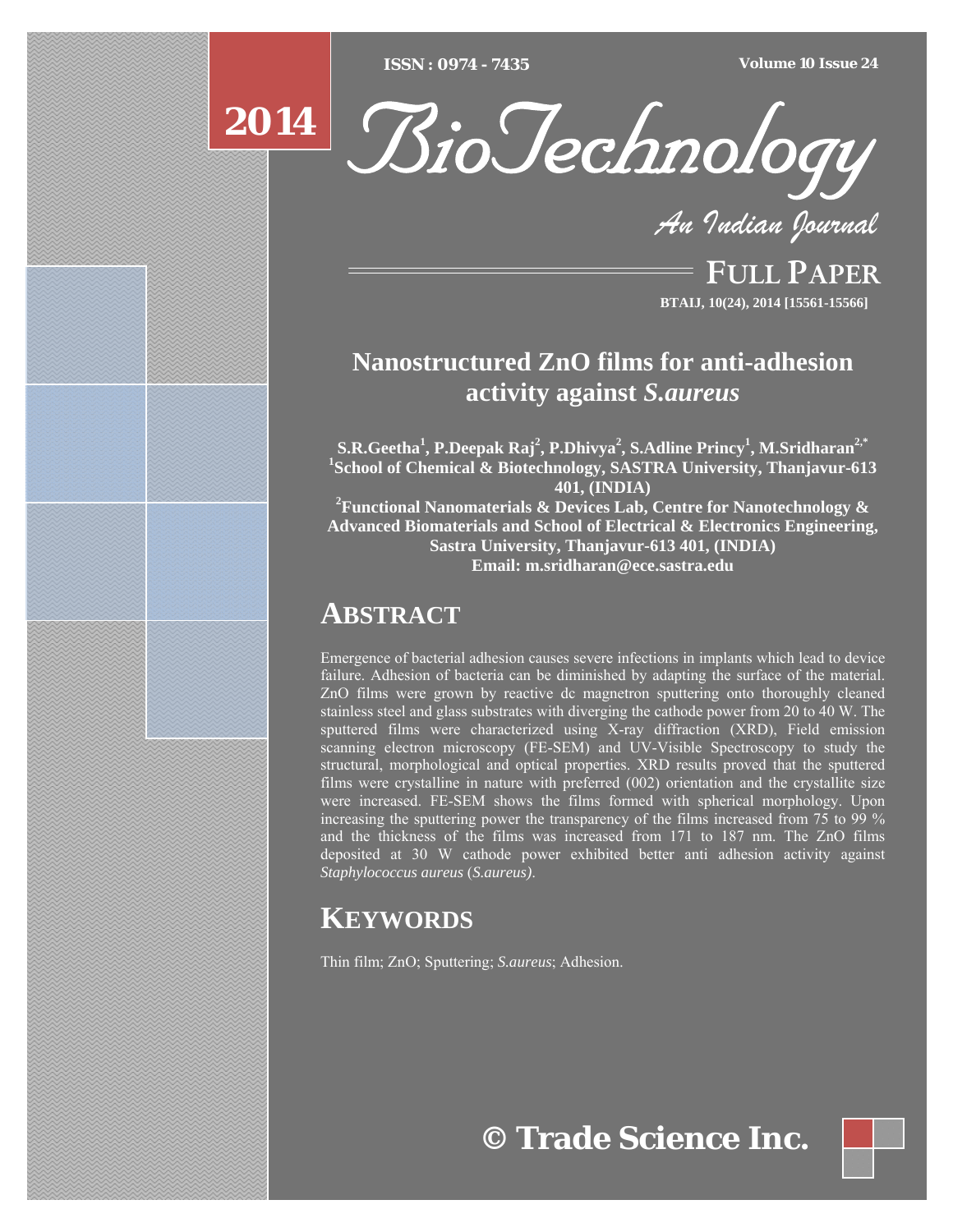# Nanostructured ZnO films for anti-adhesion activity against *S.aureus*

**S.R.Geetha[1], P.Deepak Raj[2], P.Dhivya[2], S.Adline Princy[1], M.Sridharan[2,*]**

**[1]School of Chemical & Biotechnology, SASTRA University, Thanjavur-613 401, (INDIA)**

**[2]Functional Nanomaterials & Devices Lab, Centre for Nanotechnology & Advanced Biomaterials and School of Electrical & Electronics Engineering, Sastra University, Thanjavur-613 401, (INDIA)**

**Email: m.sridharan@ece.sastra.edu**

## ABSTRACT

Emergence of bacterial adhesion causes severe infections in implants which lead to device failure. Adhesion of bacteria can be diminished by adapting the surface of the material. ZnO films were grown by reactive dc magnetron sputtering onto thoroughly cleaned stainless steel and glass substrates with diverging the cathode power from 20 to 40 W. The sputtered films were characterized using X-ray diffraction (XRD), Field emission scanning electron microscopy (FE-SEM) and UV-Visible Spectroscopy to study the structural, morphological and optical properties. XRD results proved that the sputtered films were crystalline in nature with preferred (002) orientation and the crystallite size were increased. FE-SEM shows the films formed with spherical morphology. Upon increasing the sputtering power the transparency of the films increased from 75 to 99 % and the thickness of the films was increased from 171 to 187 nm. The ZnO films deposited at 30 W cathode power exhibited better anti adhesion activity against *Staphylococcus aureus* (*S.aureus)*.

## KEYWORDS

Thin film; ZnO; Sputtering; *S.aureus*; Adhesion.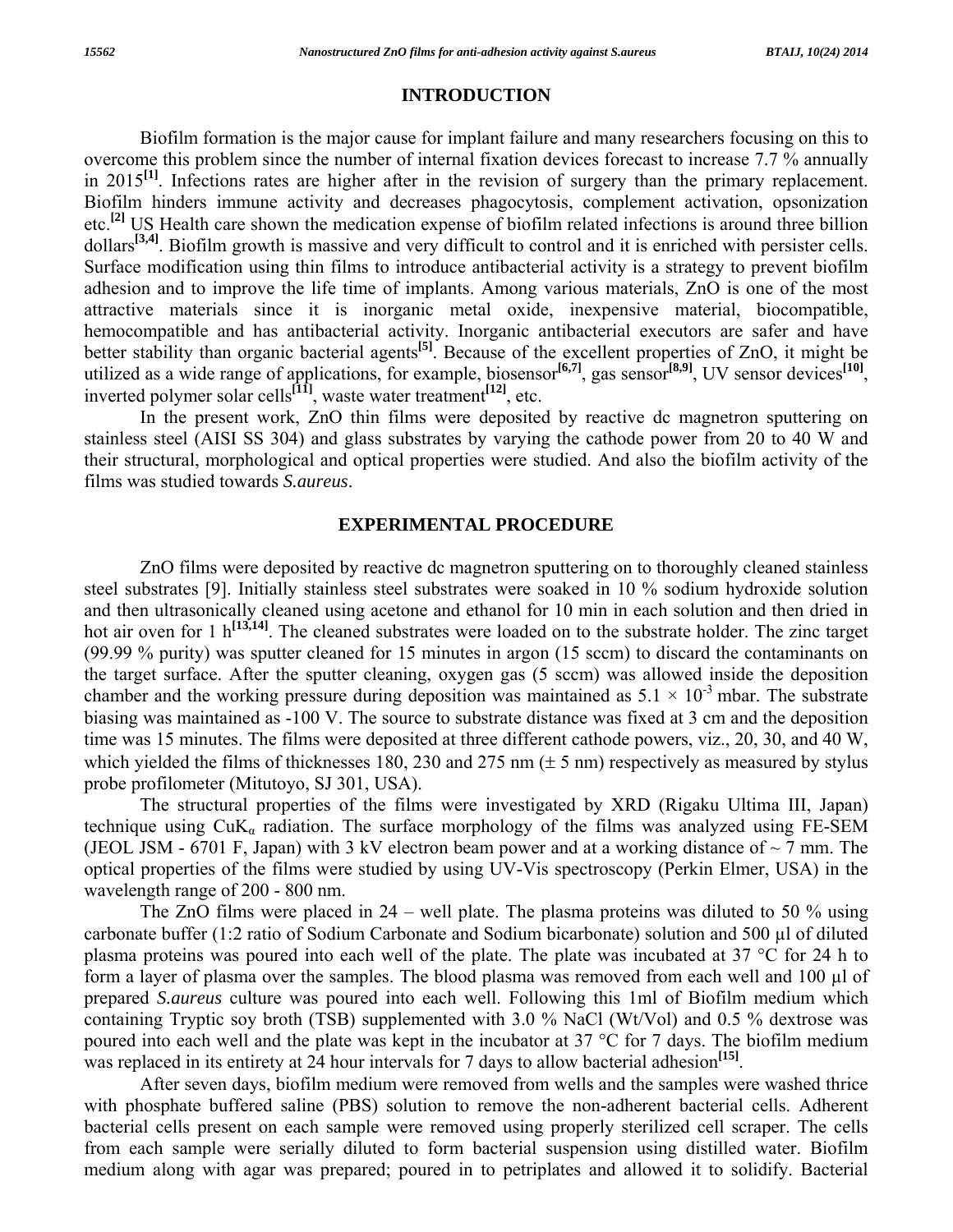## INTRODUCTION

Biofilm formation is the major cause for implant failure and many researchers focusing on this to overcome this problem since the number of internal fixation devices forecast to increase 7.7 % annually in 2015[1]. Infections rates are higher after in the revision of surgery than the primary replacement. Biofilm hinders immune activity and decreases phagocytosis, complement activation, opsonization etc.[2] US Health care shown the medication expense of biofilm related infections is around three billion dollars[3,4]. Biofilm growth is massive and very difficult to control and it is enriched with persister cells. Surface modification using thin films to introduce antibacterial activity is a strategy to prevent biofilm adhesion and to improve the life time of implants. Among various materials, ZnO is one of the most attractive materials since it is inorganic metal oxide, inexpensive material, biocompatible, hemocompatible and has antibacterial activity. Inorganic antibacterial executors are safer and have better stability than organic bacterial agents[5]. Because of the excellent properties of ZnO, it might be utilized as a wide range of applications, for example, biosensor[6,7], gas sensor[8,9], UV sensor devices[10], inverted polymer solar cells[11], waste water treatment[12], etc.

In the present work, ZnO thin films were deposited by reactive dc magnetron sputtering on stainless steel (AISI SS 304) and glass substrates by varying the cathode power from 20 to 40 W and their structural, morphological and optical properties were studied. And also the biofilm activity of the films was studied towards *S.aureus*.

## EXPERIMENTAL PROCEDURE

ZnO films were deposited by reactive dc magnetron sputtering on to thoroughly cleaned stainless steel substrates [9]. Initially stainless steel substrates were soaked in 10 % sodium hydroxide solution and then ultrasonically cleaned using acetone and ethanol for 10 min in each solution and then dried in hot air oven for 1 h[13,14]. The cleaned substrates were loaded on to the substrate holder. The zinc target (99.99 % purity) was sputter cleaned for 15 minutes in argon (15 sccm) to discard the contaminants on the target surface. After the sputter cleaning, oxygen gas (5 sccm) was allowed inside the deposition chamber and the working pressure during deposition was maintained as $5.1 \times 10^{-3}$ mbar. The substrate biasing was maintained as -100 V. The source to substrate distance was fixed at 3 cm and the deposition time was 15 minutes. The films were deposited at three different cathode powers, viz., 20, 30, and 40 W, which yielded the films of thicknesses 180, 230 and 275 nm (± 5 nm) respectively as measured by stylus probe profilometer (Mitutoyo, SJ 301, USA).

The structural properties of the films were investigated by XRD (Rigaku Ultima III, Japan) technique using $CuK_{\alpha}$ radiation. The surface morphology of the films was analyzed using FE-SEM (JEOL JSM - 6701 F, Japan) with 3 kV electron beam power and at a working distance of ~ 7 mm. The optical properties of the films were studied by using UV-Vis spectroscopy (Perkin Elmer, USA) in the wavelength range of 200 - 800 nm.

The ZnO films were placed in 24 – well plate. The plasma proteins was diluted to 50 % using carbonate buffer (1:2 ratio of Sodium Carbonate and Sodium bicarbonate) solution and 500 µl of diluted plasma proteins was poured into each well of the plate. The plate was incubated at 37 °C for 24 h to form a layer of plasma over the samples. The blood plasma was removed from each well and 100 µl of prepared *S.aureus* culture was poured into each well. Following this 1ml of Biofilm medium which containing Tryptic soy broth (TSB) supplemented with 3.0 % NaCl (Wt/Vol) and 0.5 % dextrose was poured into each well and the plate was kept in the incubator at 37 °C for 7 days. The biofilm medium was replaced in its entirety at 24 hour intervals for 7 days to allow bacterial adhesion[15].

After seven days, biofilm medium were removed from wells and the samples were washed thrice with phosphate buffered saline (PBS) solution to remove the non-adherent bacterial cells. Adherent bacterial cells present on each sample were removed using properly sterilized cell scraper. The cells from each sample were serially diluted to form bacterial suspension using distilled water. Biofilm medium along with agar was prepared; poured in to petriplates and allowed it to solidify. Bacterial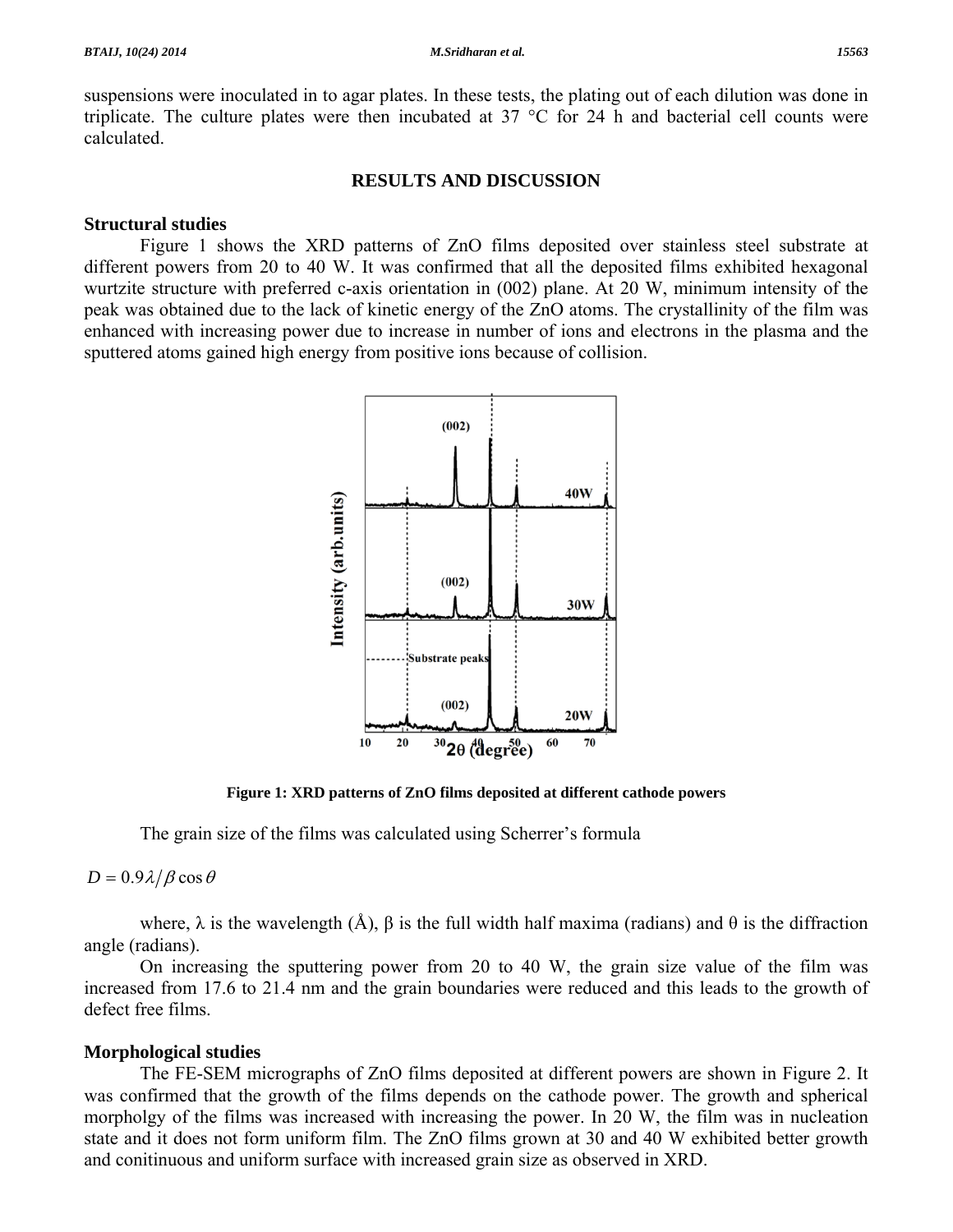suspensions were inoculated in to agar plates. In these tests, the plating out of each dilution was done in triplicate. The culture plates were then incubated at 37 °C for 24 h and bacterial cell counts were calculated.

## RESULTS AND DISCUSSION

### Structural studies

Figure 1 shows the XRD patterns of ZnO films deposited over stainless steel substrate at different powers from 20 to 40 W. It was confirmed that all the deposited films exhibited hexagonal wurtzite structure with preferred c-axis orientation in (002) plane. At 20 W, minimum intensity of the peak was obtained due to the lack of kinetic energy of the ZnO atoms. The crystallinity of the film was enhanced with increasing power due to increase in number of ions and electrons in the plasma and the sputtered atoms gained high energy from positive ions because of collision.

**Figure 1: XRD patterns of ZnO films deposited at different cathode powers**

The grain size of the films was calculated using Scherrer's formula

$$D = 0.9\lambda/\beta \cos\theta$$

where, λ is the wavelength (Å), β is the full width half maxima (radians) and θ is the diffraction angle (radians).

On increasing the sputtering power from 20 to 40 W, the grain size value of the film was increased from 17.6 to 21.4 nm and the grain boundaries were reduced and this leads to the growth of defect free films.

### Morphological studies

The FE-SEM micrographs of ZnO films deposited at different powers are shown in Figure 2. It was confirmed that the growth of the films depends on the cathode power. The growth and spherical morpholgy of the films was increased with increasing the power. In 20 W, the film was in nucleation state and it does not form uniform film. The ZnO films grown at 30 and 40 W exhibited better growth and conitinuous and uniform surface with increased grain size as observed in XRD.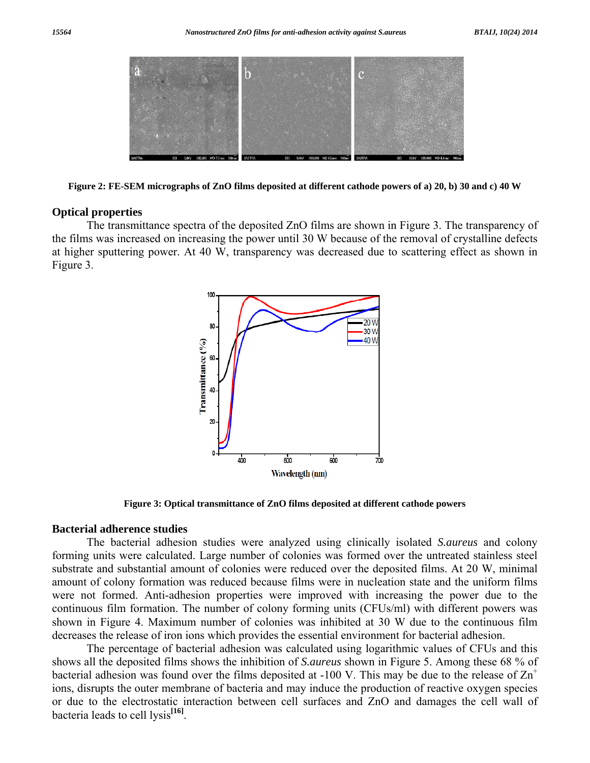**Figure 2: FE-SEM micrographs of ZnO films deposited at different cathode powers of a) 20, b) 30 and c) 40 W**

## Optical properties

The transmittance spectra of the deposited ZnO films are shown in Figure 3. The transparency of the films was increased on increasing the power until 30 W because of the removal of crystalline defects at higher sputtering power. At 40 W, transparency was decreased due to scattering effect as shown in Figure 3.

**Figure 3: Optical transmittance of ZnO films deposited at different cathode powers**

## Bacterial adherence studies

The bacterial adhesion studies were analyzed using clinically isolated *S.aureus* and colony forming units were calculated. Large number of colonies was formed over the untreated stainless steel substrate and substantial amount of colonies were reduced over the deposited films. At 20 W, minimal amount of colony formation was reduced because films were in nucleation state and the uniform films were not formed. Anti-adhesion properties were improved with increasing the power due to the continuous film formation. The number of colony forming units (CFUs/ml) with different powers was shown in Figure 4. Maximum number of colonies was inhibited at 30 W due to the continuous film decreases the release of iron ions which provides the essential environment for bacterial adhesion.

The percentage of bacterial adhesion was calculated using logarithmic values of CFUs and this shows all the deposited films shows the inhibition of *S.aureus* shown in Figure 5. Among these 68 % of bacterial adhesion was found over the films deposited at -100 V. This may be due to the release of $Zn^{+}$ ions, disrupts the outer membrane of bacteria and may induce the production of reactive oxygen species or due to the electrostatic interaction between cell surfaces and ZnO and damages the cell wall of bacteria leads to cell lysis[16].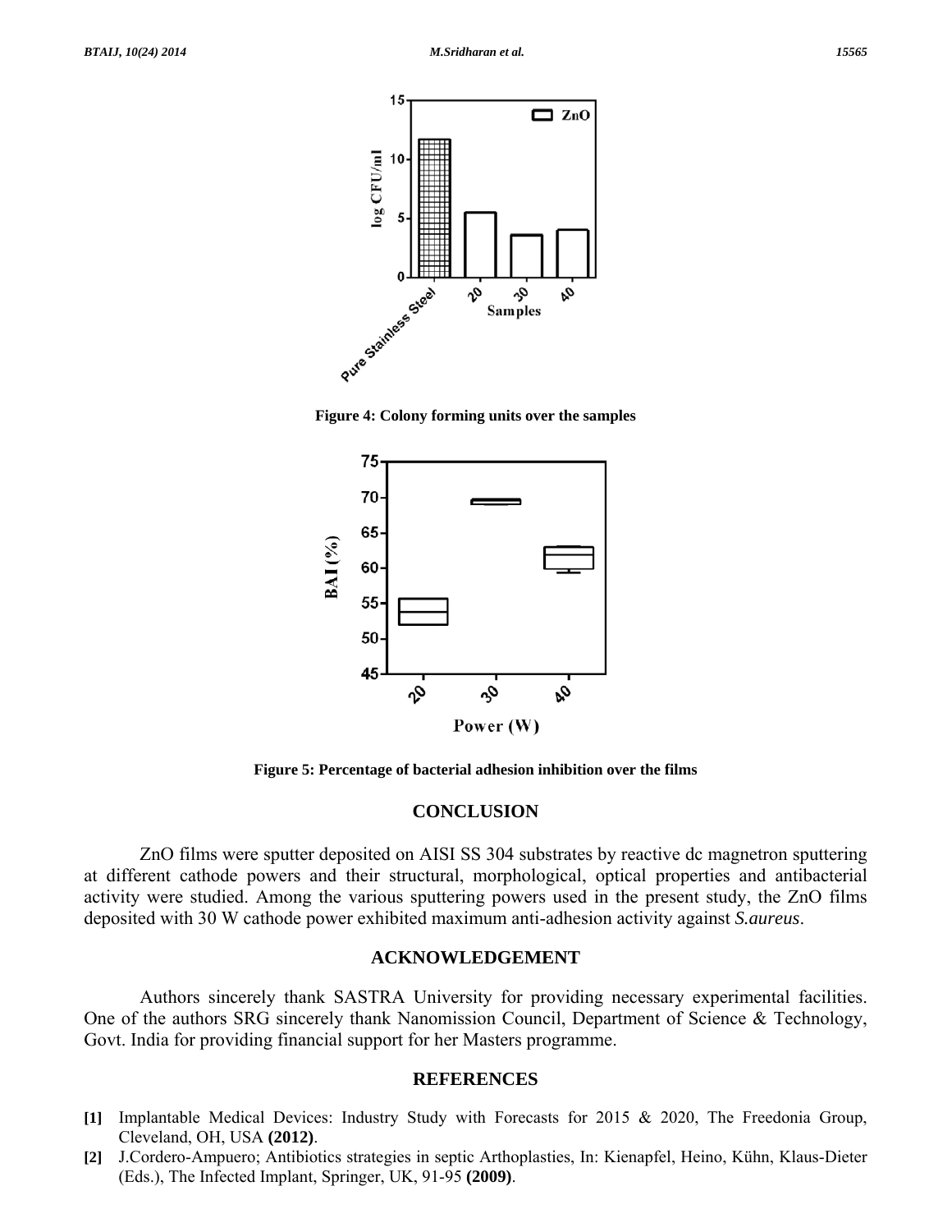Figure 4: Colony forming units over the samples

Figure 5: Percentage of bacterial adhesion inhibition over the films

## CONCLUSION

ZnO films were sputter deposited on AISI SS 304 substrates by reactive dc magnetron sputtering at different cathode powers and their structural, morphological, optical properties and antibacterial activity were studied. Among the various sputtering powers used in the present study, the ZnO films deposited with 30 W cathode power exhibited maximum anti-adhesion activity against *S.aureus*.

## ACKNOWLEDGEMENT

Authors sincerely thank SASTRA University for providing necessary experimental facilities. One of the authors SRG sincerely thank Nanomission Council, Department of Science & Technology, Govt. India for providing financial support for her Masters programme.

## REFERENCES

**[1]** Implantable Medical Devices: Industry Study with Forecasts for 2015 & 2020, The Freedonia Group, Cleveland, OH, USA **(2012)**.

**[2]** J.Cordero-Ampuero; Antibiotics strategies in septic Arthoplasties, In: Kienapfel, Heino, Kühn, Klaus-Dieter (Eds.), The Infected Implant, Springer, UK, 91-95 **(2009)**.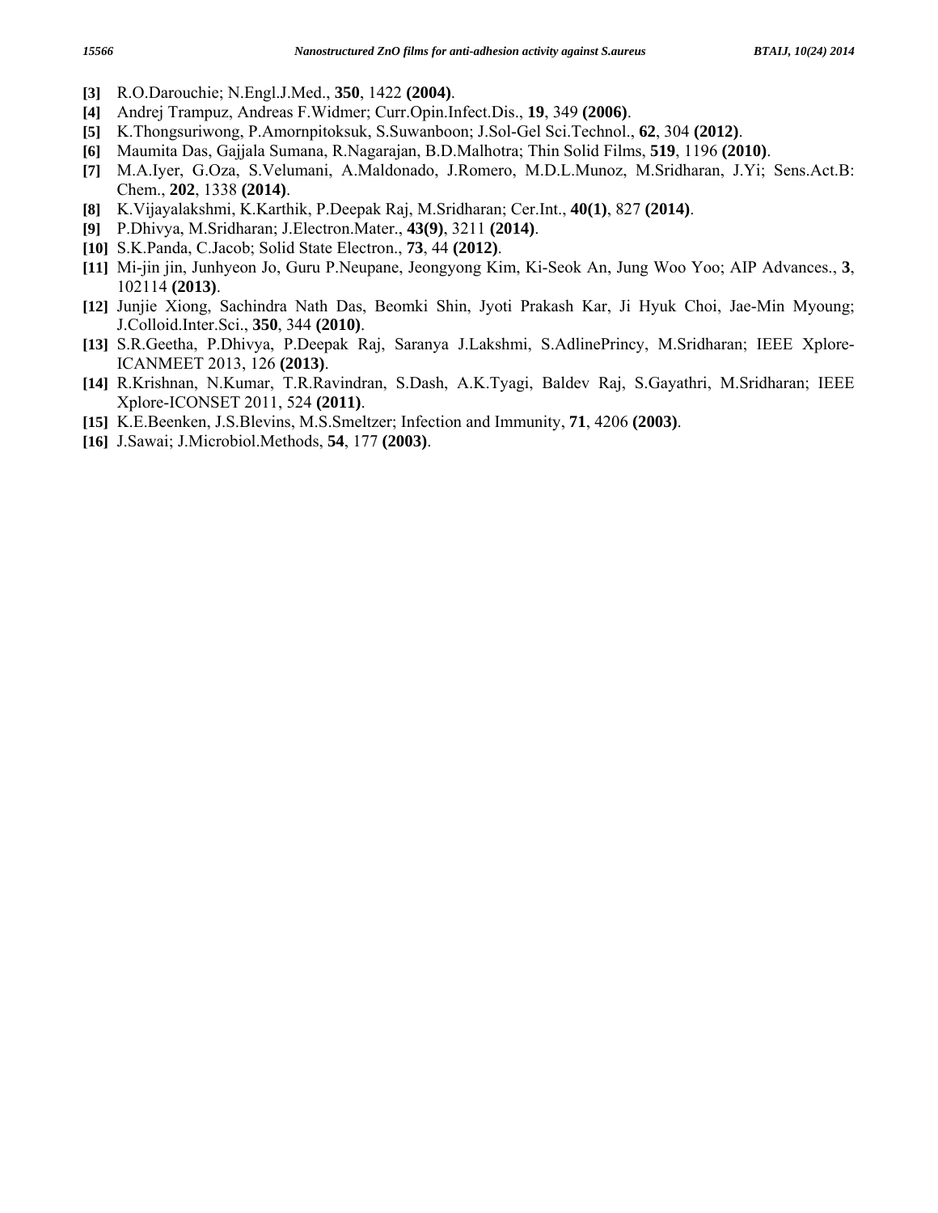**[3]** R.O.Darouchie; N.Engl.J.Med., **350**, 1422 **(2004)**.

**[4]** Andrej Trampuz, Andreas F.Widmer; Curr.Opin.Infect.Dis., **19**, 349 **(2006)**.

**[5]** K.Thongsuriwong, P.Amornpitoksuk, S.Suwanboon; J.Sol-Gel Sci.Technol., **62**, 304 **(2012)**.

**[6]** Maumita Das, Gajjala Sumana, R.Nagarajan, B.D.Malhotra; Thin Solid Films, **519**, 1196 **(2010)**.

**[7]** M.A.Iyer, G.Oza, S.Velumani, A.Maldonado, J.Romero, M.D.L.Munoz, M.Sridharan, J.Yi; Sens.Act.B: Chem., **202**, 1338 **(2014)**.

**[8]** K.Vijayalakshmi, K.Karthik, P.Deepak Raj, M.Sridharan; Cer.Int., **40(1)**, 827 **(2014)**.

**[9]** P.Dhivya, M.Sridharan; J.Electron.Mater., **43(9)**, 3211 **(2014)**.

**[10]** S.K.Panda, C.Jacob; Solid State Electron., **73**, 44 **(2012)**.

**[11]** Mi-jin jin, Junhyeon Jo, Guru P.Neupane, Jeongyong Kim, Ki-Seok An, Jung Woo Yoo; AIP Advances., **3**, 102114 **(2013)**.

**[12]** Junjie Xiong, Sachindra Nath Das, Beomki Shin, Jyoti Prakash Kar, Ji Hyuk Choi, Jae-Min Myoung; J.Colloid.Inter.Sci., **350**, 344 **(2010)**.

**[13]** S.R.Geetha, P.Dhivya, P.Deepak Raj, Saranya J.Lakshmi, S.AdlinePrincy, M.Sridharan; IEEE Xplore-ICANMEET 2013, 126 **(2013)**.

**[14]** R.Krishnan, N.Kumar, T.R.Ravindran, S.Dash, A.K.Tyagi, Baldev Raj, S.Gayathri, M.Sridharan; IEEE Xplore-ICONSET 2011, 524 **(2011)**.

**[15]** K.E.Beenken, J.S.Blevins, M.S.Smeltzer; Infection and Immunity, **71**, 4206 **(2003)**.

**[16]** J.Sawai; J.Microbiol.Methods, **54**, 177 **(2003)**.